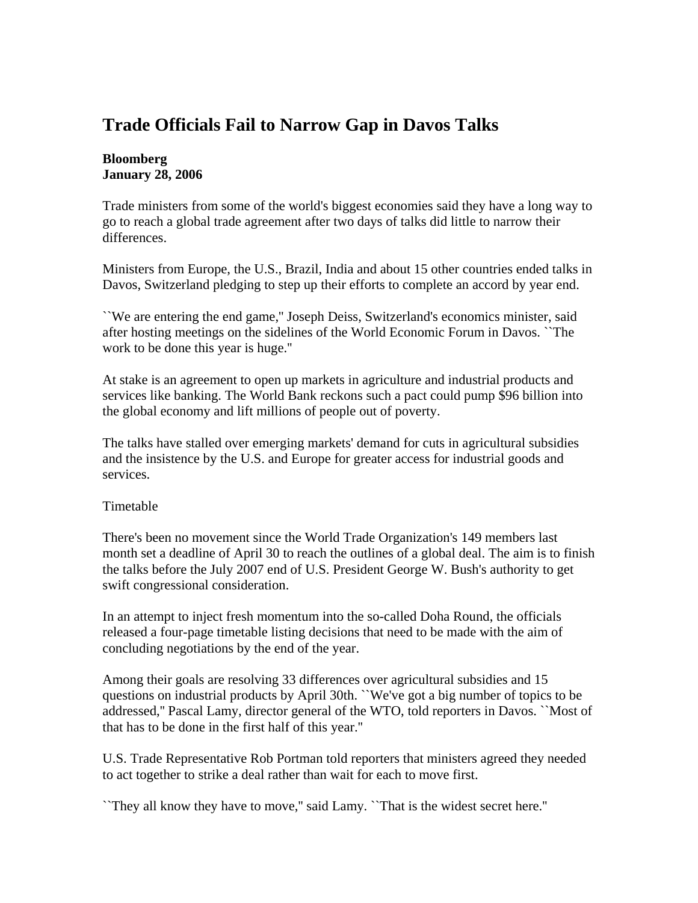# Trade Officials Fail to Narrow Gap in Davos Talks

**Bloomberg**
**January 28, 2006**

Trade ministers from some of the world's biggest economies said they have a long way to go to reach a global trade agreement after two days of talks did little to narrow their differences.

Ministers from Europe, the U.S., Brazil, India and about 15 other countries ended talks in Davos, Switzerland pledging to step up their efforts to complete an accord by year end.

``We are entering the end game,'' Joseph Deiss, Switzerland's economics minister, said after hosting meetings on the sidelines of the World Economic Forum in Davos. ``The work to be done this year is huge.''

At stake is an agreement to open up markets in agriculture and industrial products and services like banking. The World Bank reckons such a pact could pump $96 billion into the global economy and lift millions of people out of poverty.

The talks have stalled over emerging markets' demand for cuts in agricultural subsidies and the insistence by the U.S. and Europe for greater access for industrial goods and services.

Timetable

There's been no movement since the World Trade Organization's 149 members last month set a deadline of April 30 to reach the outlines of a global deal. The aim is to finish the talks before the July 2007 end of U.S. President George W. Bush's authority to get swift congressional consideration.

In an attempt to inject fresh momentum into the so-called Doha Round, the officials released a four-page timetable listing decisions that need to be made with the aim of concluding negotiations by the end of the year.

Among their goals are resolving 33 differences over agricultural subsidies and 15 questions on industrial products by April 30th. ``We've got a big number of topics to be addressed,'' Pascal Lamy, director general of the WTO, told reporters in Davos. ``Most of that has to be done in the first half of this year.''

U.S. Trade Representative Rob Portman told reporters that ministers agreed they needed to act together to strike a deal rather than wait for each to move first.

``They all know they have to move,'' said Lamy. ``That is the widest secret here.''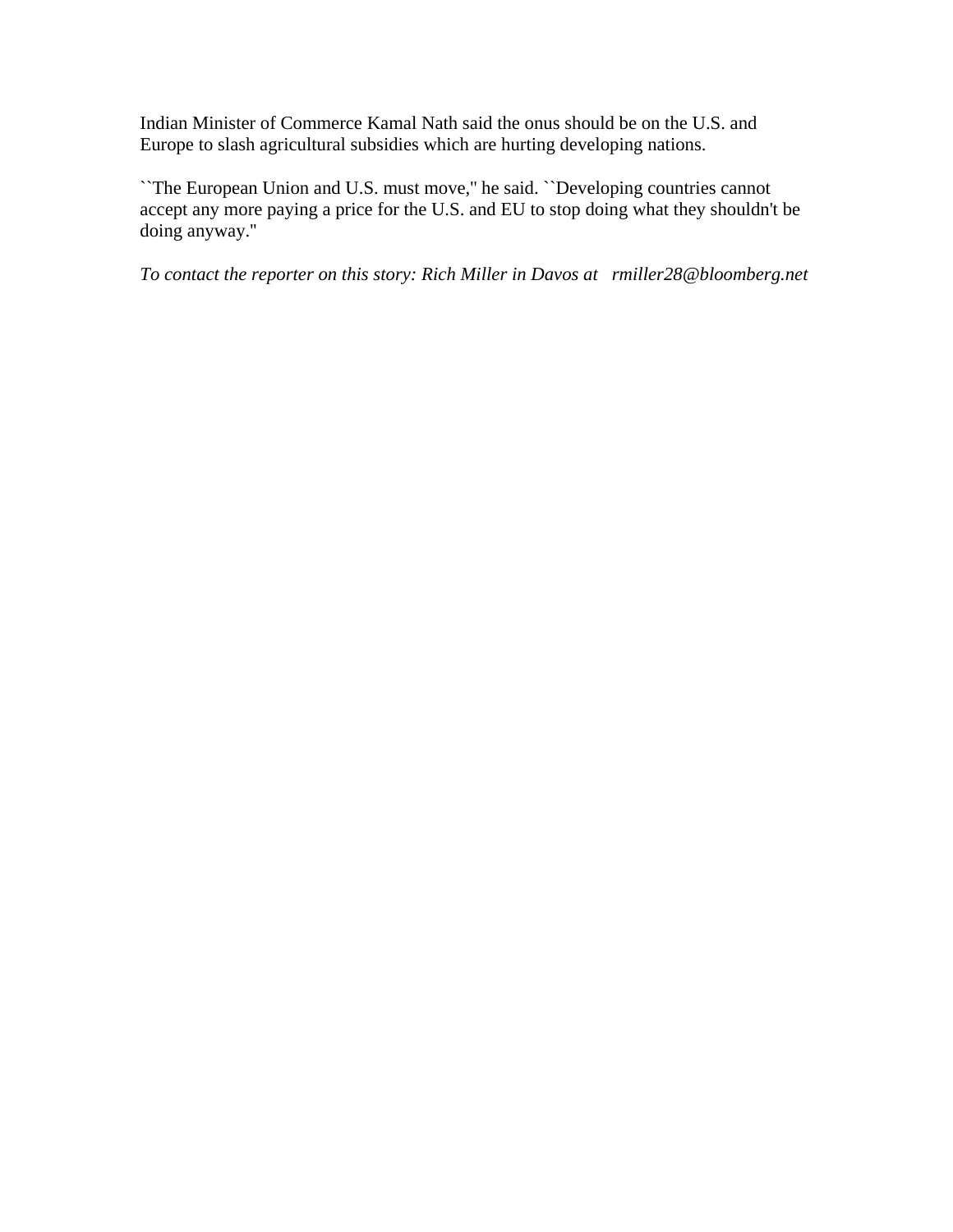Indian Minister of Commerce Kamal Nath said the onus should be on the U.S. and Europe to slash agricultural subsidies which are hurting developing nations.

``The European Union and U.S. must move,'' he said. ``Developing countries cannot accept any more paying a price for the U.S. and EU to stop doing what they shouldn't be doing anyway.''

*To contact the reporter on this story: Rich Miller in Davos at rmiller28@bloomberg.net*